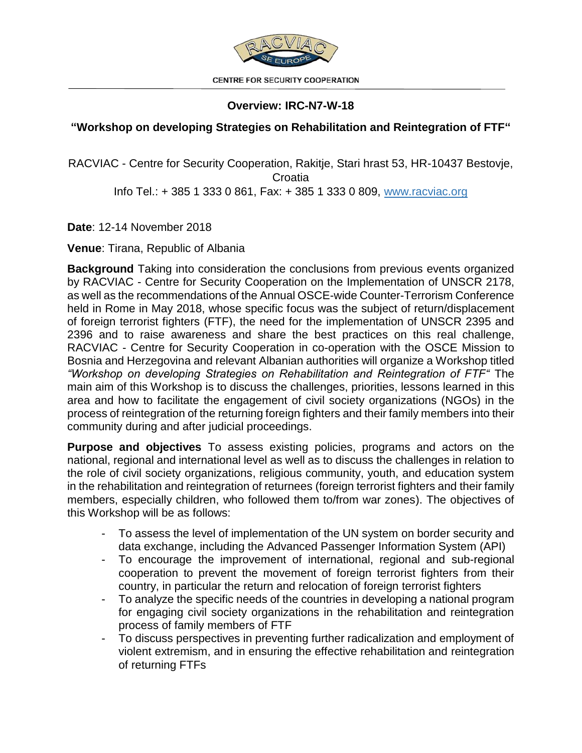CENTRE FOR SECURITY COOPERATION

## Overview: IRC-N7-W-18

### "Workshop on developing Strategies on Rehabilitation and Reintegration of FTF"

RACVIAC - Centre for Security Cooperation, Rakitje, Stari hrast 53, HR-10437 Bestovje, Croatia
Info Tel.: + 385 1 333 0 861, Fax: + 385 1 333 0 809, [www.racviac.org](www.racviac.org)

**Date**: 12-14 November 2018

**Venue**: Tirana, Republic of Albania

**Background** Taking into consideration the conclusions from previous events organized by RACVIAC - Centre for Security Cooperation on the Implementation of UNSCR 2178, as well as the recommendations of the Annual OSCE-wide Counter-Terrorism Conference held in Rome in May 2018, whose specific focus was the subject of return/displacement of foreign terrorist fighters (FTF), the need for the implementation of UNSCR 2395 and 2396 and to raise awareness and share the best practices on this real challenge, RACVIAC - Centre for Security Cooperation in co-operation with the OSCE Mission to Bosnia and Herzegovina and relevant Albanian authorities will organize a Workshop titled *"Workshop on developing Strategies on Rehabilitation and Reintegration of FTF"* The main aim of this Workshop is to discuss the challenges, priorities, lessons learned in this area and how to facilitate the engagement of civil society organizations (NGOs) in the process of reintegration of the returning foreign fighters and their family members into their community during and after judicial proceedings.

**Purpose and objectives** To assess existing policies, programs and actors on the national, regional and international level as well as to discuss the challenges in relation to the role of civil society organizations, religious community, youth, and education system in the rehabilitation and reintegration of returnees (foreign terrorist fighters and their family members, especially children, who followed them to/from war zones). The objectives of this Workshop will be as follows:

- To assess the level of implementation of the UN system on border security and data exchange, including the Advanced Passenger Information System (API)
- To encourage the improvement of international, regional and sub-regional cooperation to prevent the movement of foreign terrorist fighters from their country, in particular the return and relocation of foreign terrorist fighters
- To analyze the specific needs of the countries in developing a national program for engaging civil society organizations in the rehabilitation and reintegration process of family members of FTF
- To discuss perspectives in preventing further radicalization and employment of violent extremism, and in ensuring the effective rehabilitation and reintegration of returning FTFs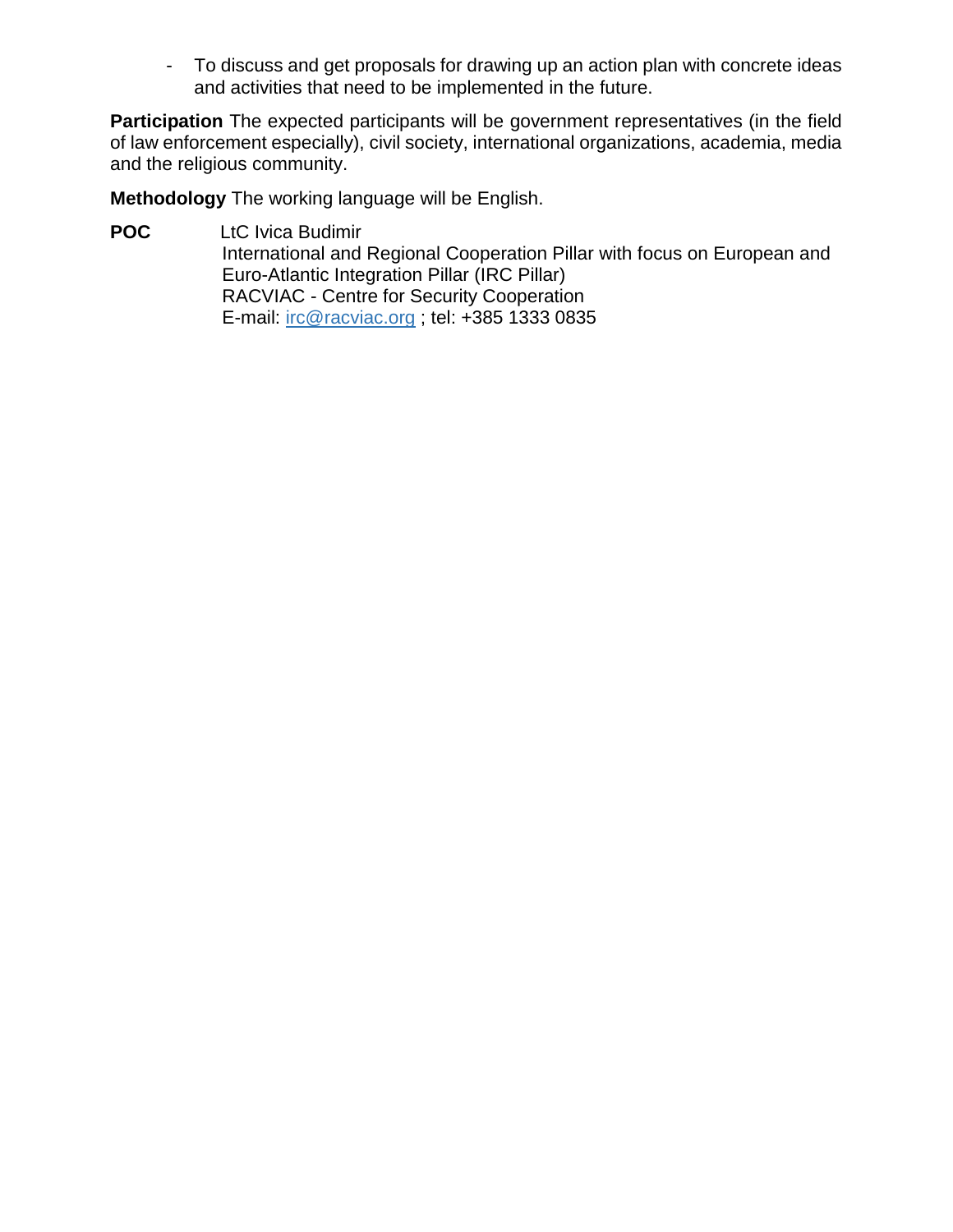- To discuss and get proposals for drawing up an action plan with concrete ideas and activities that need to be implemented in the future.

**Participation** The expected participants will be government representatives (in the field of law enforcement especially), civil society, international organizations, academia, media and the religious community.

**Methodology** The working language will be English.

**POC** LtC Ivica Budimir
International and Regional Cooperation Pillar with focus on European and Euro-Atlantic Integration Pillar (IRC Pillar)
RACVIAC - Centre for Security Cooperation
E-mail: irc@racviac.org ; tel: +385 1333 0835